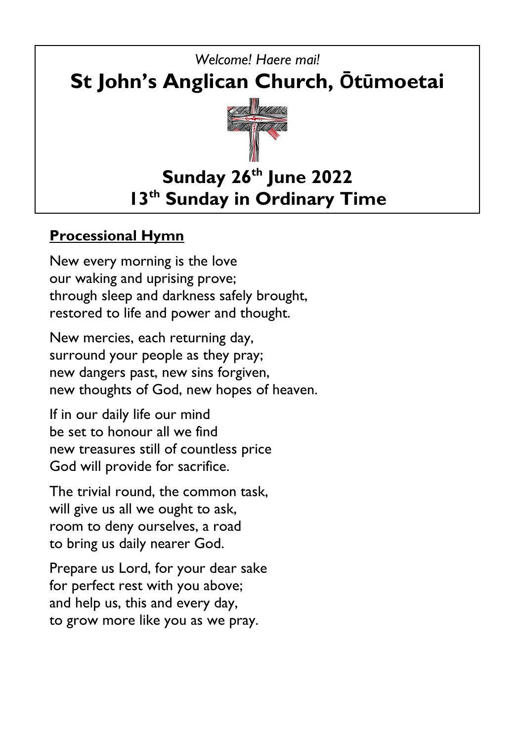*Welcome! Haere mai!*

# St John's Anglican Church, Ōtūmoetai

## Sunday 26th June 2022
## 13th Sunday in Ordinary Time

**Processional Hymn**

New every morning is the love
our waking and uprising prove;
through sleep and darkness safely brought,
restored to life and power and thought.

New mercies, each returning day,
surround your people as they pray;
new dangers past, new sins forgiven,
new thoughts of God, new hopes of heaven.

If in our daily life our mind
be set to honour all we find
new treasures still of countless price
God will provide for sacrifice.

The trivial round, the common task,
will give us all we ought to ask,
room to deny ourselves, a road
to bring us daily nearer God.

Prepare us Lord, for your dear sake
for perfect rest with you above;
and help us, this and every day,
to grow more like you as we pray.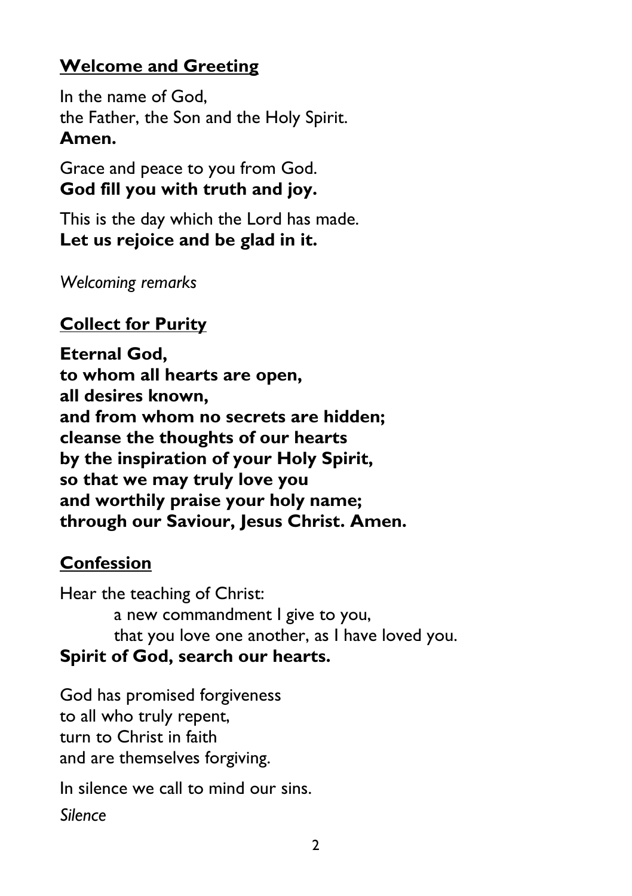## Welcome and Greeting

In the name of God,
the Father, the Son and the Holy Spirit.
**Amen.**

Grace and peace to you from God.
**God fill you with truth and joy.**

This is the day which the Lord has made.
**Let us rejoice and be glad in it.**

*Welcoming remarks*

## Collect for Purity

**Eternal God,**
**to whom all hearts are open,**
**all desires known,**
**and from whom no secrets are hidden;**
**cleanse the thoughts of our hearts**
**by the inspiration of your Holy Spirit,**
**so that we may truly love you**
**and worthily praise your holy name;**
**through our Saviour, Jesus Christ. Amen.**

## Confession

Hear the teaching of Christ:
a new commandment I give to you,
that you love one another, as I have loved you.
**Spirit of God, search our hearts.**

God has promised forgiveness
to all who truly repent,
turn to Christ in faith
and are themselves forgiving.

In silence we call to mind our sins.

*Silence*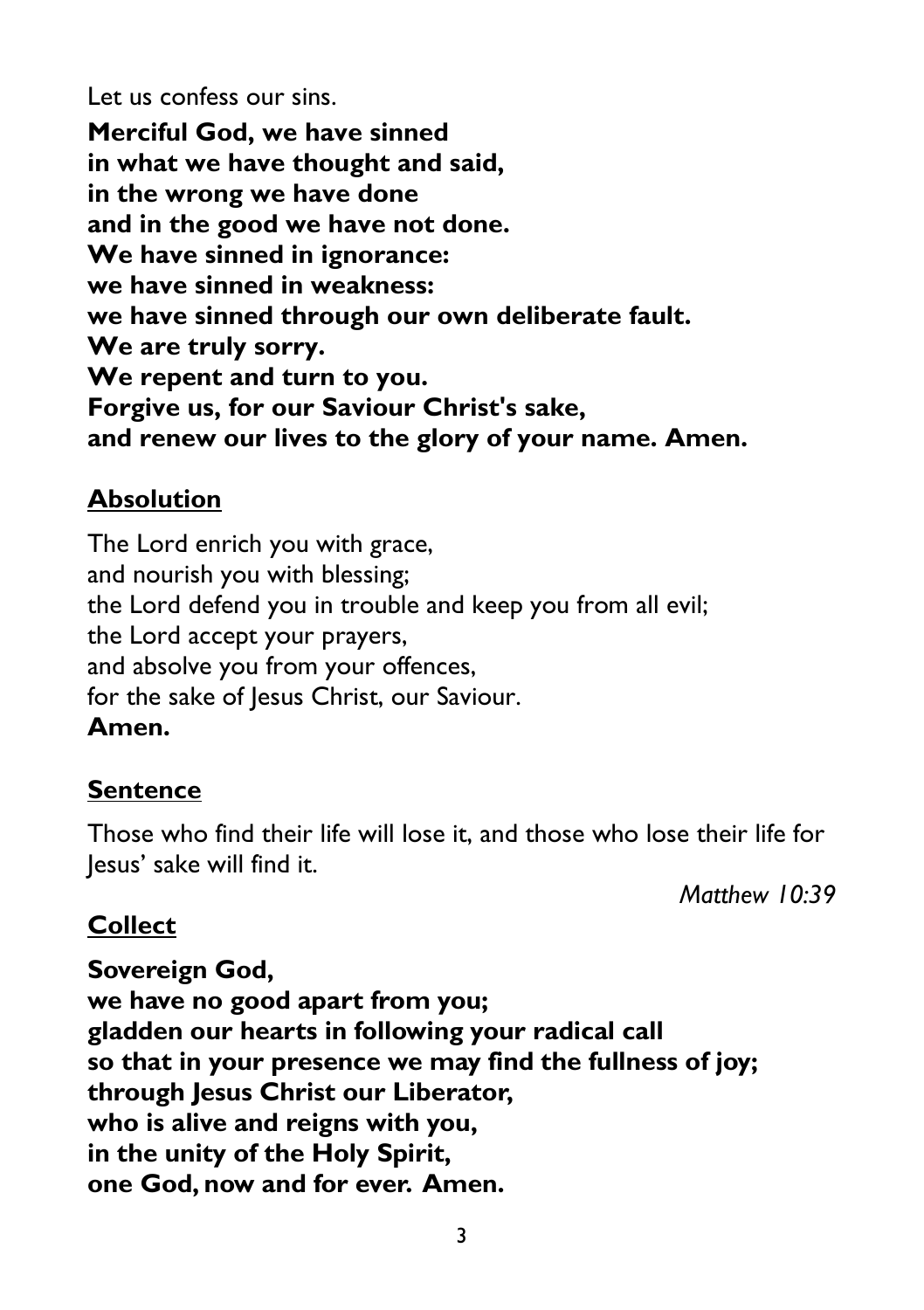Let us confess our sins.

**Merciful God, we have sinned**
**in what we have thought and said,**
**in the wrong we have done**
**and in the good we have not done.**
**We have sinned in ignorance:**
**we have sinned in weakness:**
**we have sinned through our own deliberate fault.**
**We are truly sorry.**
**We repent and turn to you.**
**Forgive us, for our Saviour Christ's sake,**
**and renew our lives to the glory of your name. Amen.**

## Absolution

The Lord enrich you with grace,
and nourish you with blessing;
the Lord defend you in trouble and keep you from all evil;
the Lord accept your prayers,
and absolve you from your offences,
for the sake of Jesus Christ, our Saviour.
**Amen.**

## Sentence

Those who find their life will lose it, and those who lose their life for Jesus' sake will find it.

*Matthew 10:39*

## Collect

**Sovereign God,**
**we have no good apart from you;**
**gladden our hearts in following your radical call**
**so that in your presence we may find the fullness of joy;**
**through Jesus Christ our Liberator,**
**who is alive and reigns with you,**
**in the unity of the Holy Spirit,**
**one God, now and for ever. Amen.**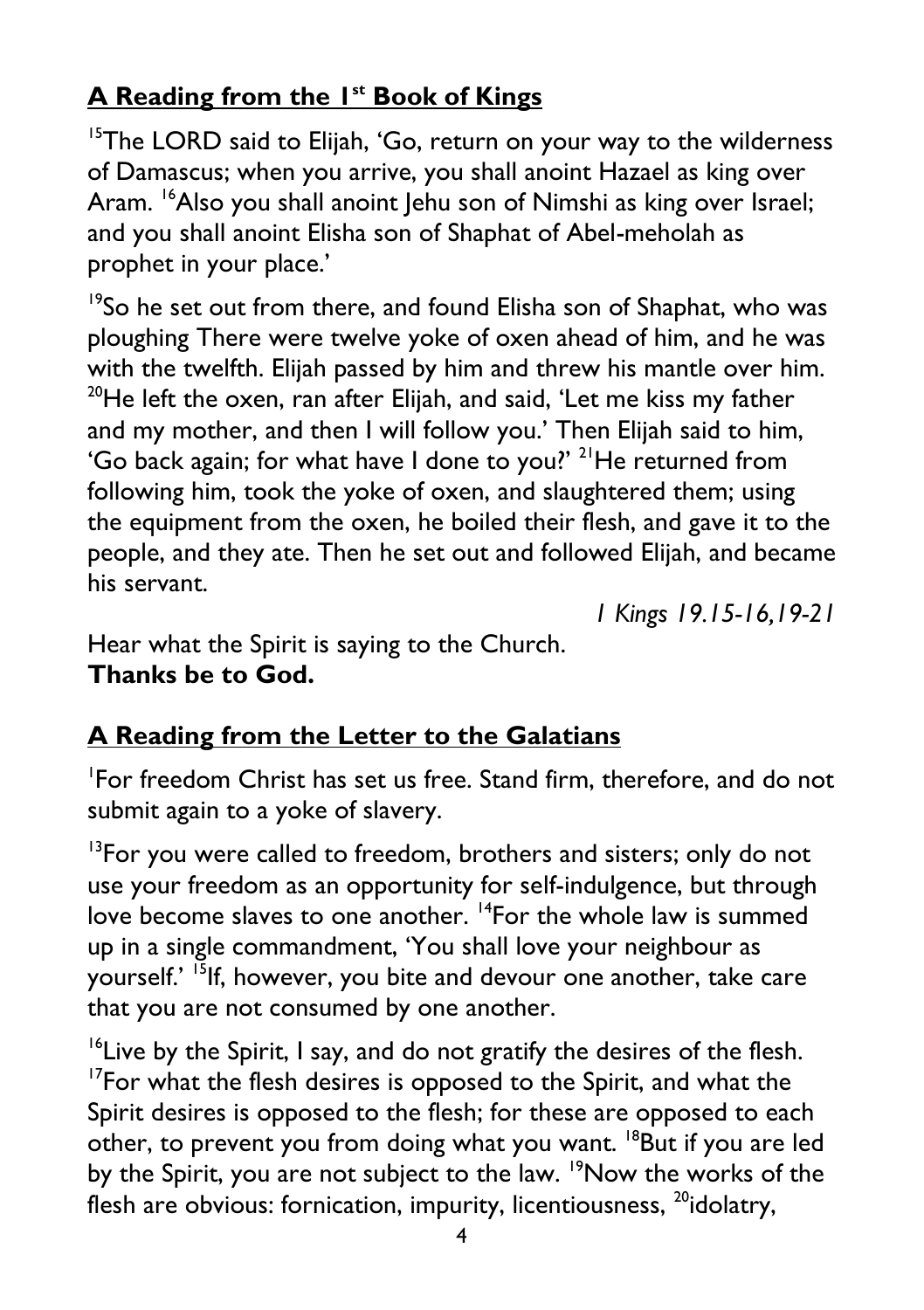## A Reading from the 1st Book of Kings

[15]The LORD said to Elijah, 'Go, return on your way to the wilderness of Damascus; when you arrive, you shall anoint Hazael as king over Aram. [16]Also you shall anoint Jehu son of Nimshi as king over Israel; and you shall anoint Elisha son of Shaphat of Abel-meholah as prophet in your place.'

[19]So he set out from there, and found Elisha son of Shaphat, who was ploughing There were twelve yoke of oxen ahead of him, and he was with the twelfth. Elijah passed by him and threw his mantle over him. [20]He left the oxen, ran after Elijah, and said, 'Let me kiss my father and my mother, and then I will follow you.' Then Elijah said to him, 'Go back again; for what have I done to you?' [21]He returned from following him, took the yoke of oxen, and slaughtered them; using the equipment from the oxen, he boiled their flesh, and gave it to the people, and they ate. Then he set out and followed Elijah, and became his servant.

*1 Kings 19.15-16,19-21*

Hear what the Spirit is saying to the Church.
**Thanks be to God.**

## A Reading from the Letter to the Galatians

[1]For freedom Christ has set us free. Stand firm, therefore, and do not submit again to a yoke of slavery.

[13]For you were called to freedom, brothers and sisters; only do not use your freedom as an opportunity for self-indulgence, but through love become slaves to one another. [14]For the whole law is summed up in a single commandment, 'You shall love your neighbour as yourself.' [15]If, however, you bite and devour one another, take care that you are not consumed by one another.

[16]Live by the Spirit, I say, and do not gratify the desires of the flesh. [17]For what the flesh desires is opposed to the Spirit, and what the Spirit desires is opposed to the flesh; for these are opposed to each other, to prevent you from doing what you want. [18]But if you are led by the Spirit, you are not subject to the law. [19]Now the works of the flesh are obvious: fornication, impurity, licentiousness, [20]idolatry,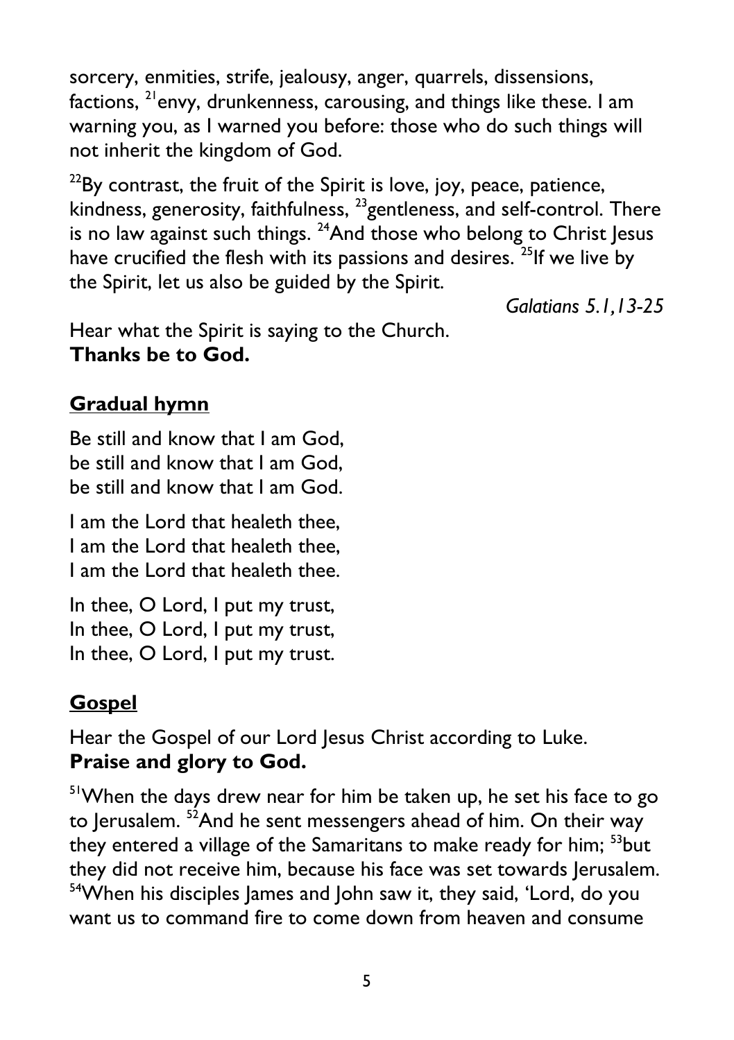sorcery, enmities, strife, jealousy, anger, quarrels, dissensions, factions, [21]envy, drunkenness, carousing, and things like these. I am warning you, as I warned you before: those who do such things will not inherit the kingdom of God.

[22]By contrast, the fruit of the Spirit is love, joy, peace, patience, kindness, generosity, faithfulness, [23]gentleness, and self-control. There is no law against such things. [24]And those who belong to Christ Jesus have crucified the flesh with its passions and desires. [25]If we live by the Spirit, let us also be guided by the Spirit.

*Galatians 5.1,13-25*

Hear what the Spirit is saying to the Church.
**Thanks be to God.**

## Gradual hymn

Be still and know that I am God,
be still and know that I am God,
be still and know that I am God.

I am the Lord that healeth thee,
I am the Lord that healeth thee,
I am the Lord that healeth thee.

In thee, O Lord, I put my trust,
In thee, O Lord, I put my trust,
In thee, O Lord, I put my trust.

## Gospel

Hear the Gospel of our Lord Jesus Christ according to Luke.
**Praise and glory to God.**

[51]When the days drew near for him be taken up, he set his face to go to Jerusalem. [52]And he sent messengers ahead of him. On their way they entered a village of the Samaritans to make ready for him; [53]but they did not receive him, because his face was set towards Jerusalem. [54]When his disciples James and John saw it, they said, 'Lord, do you want us to command fire to come down from heaven and consume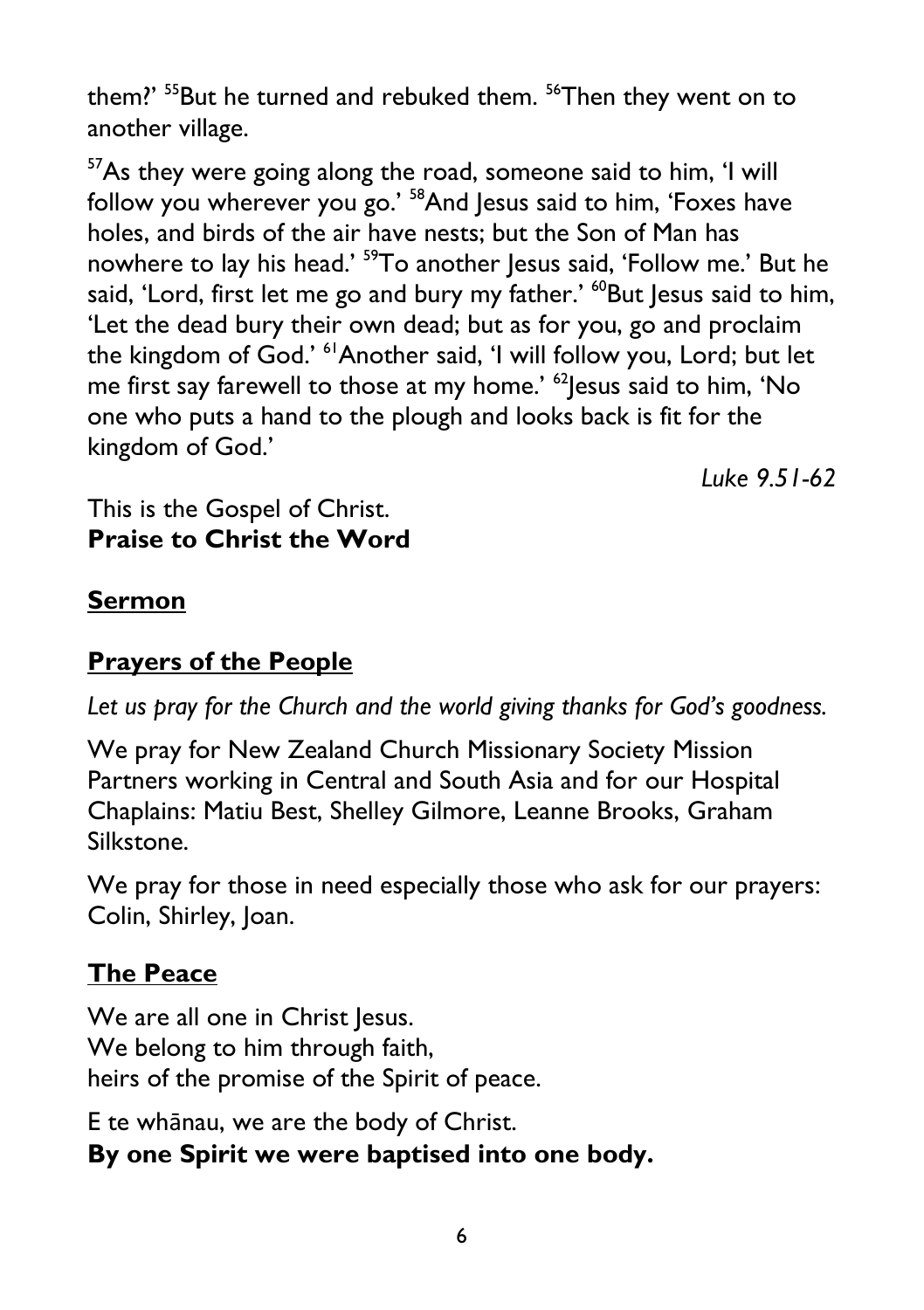them?' [55]But he turned and rebuked them. [56]Then they went on to another village.

[57]As they were going along the road, someone said to him, 'I will follow you wherever you go.' [58]And Jesus said to him, 'Foxes have holes, and birds of the air have nests; but the Son of Man has nowhere to lay his head.' [59]To another Jesus said, 'Follow me.' But he said, 'Lord, first let me go and bury my father.' [60]But Jesus said to him, 'Let the dead bury their own dead; but as for you, go and proclaim the kingdom of God.' [61]Another said, 'I will follow you, Lord; but let me first say farewell to those at my home.' [62]Jesus said to him, 'No one who puts a hand to the plough and looks back is fit for the kingdom of God.'

*Luke 9.51-62*

This is the Gospel of Christ.
**Praise to Christ the Word**

## Sermon

## Prayers of the People

*Let us pray for the Church and the world giving thanks for God's goodness.*

We pray for New Zealand Church Missionary Society Mission Partners working in Central and South Asia and for our Hospital Chaplains: Matiu Best, Shelley Gilmore, Leanne Brooks, Graham Silkstone.

We pray for those in need especially those who ask for our prayers: Colin, Shirley, Joan.

## The Peace

We are all one in Christ Jesus.
We belong to him through faith,
heirs of the promise of the Spirit of peace.

E te whānau, we are the body of Christ.
**By one Spirit we were baptised into one body.**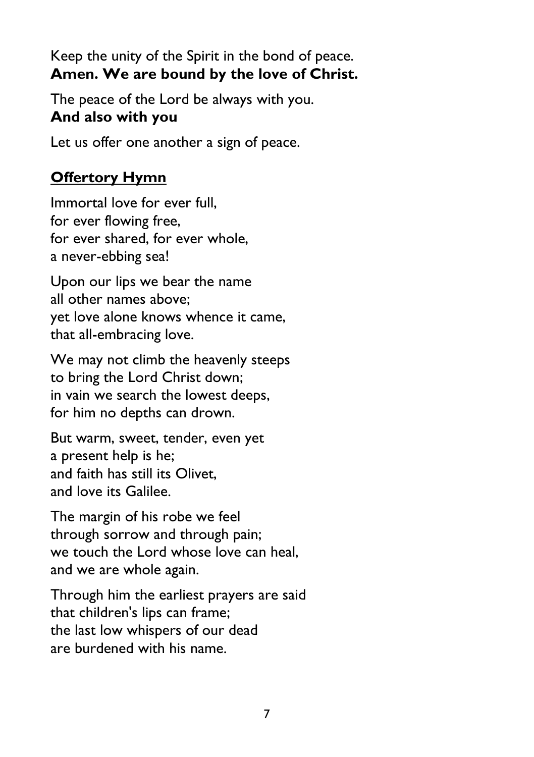Keep the unity of the Spirit in the bond of peace.
**Amen. We are bound by the love of Christ.**

The peace of the Lord be always with you.
**And also with you**

Let us offer one another a sign of peace.

## **Offertory Hymn**

Immortal love for ever full,
for ever flowing free,
for ever shared, for ever whole,
a never-ebbing sea!

Upon our lips we bear the name
all other names above;
yet love alone knows whence it came,
that all-embracing love.

We may not climb the heavenly steeps
to bring the Lord Christ down;
in vain we search the lowest deeps,
for him no depths can drown.

But warm, sweet, tender, even yet
a present help is he;
and faith has still its Olivet,
and love its Galilee.

The margin of his robe we feel
through sorrow and through pain;
we touch the Lord whose love can heal,
and we are whole again.

Through him the earliest prayers are said
that children's lips can frame;
the last low whispers of our dead
are burdened with his name.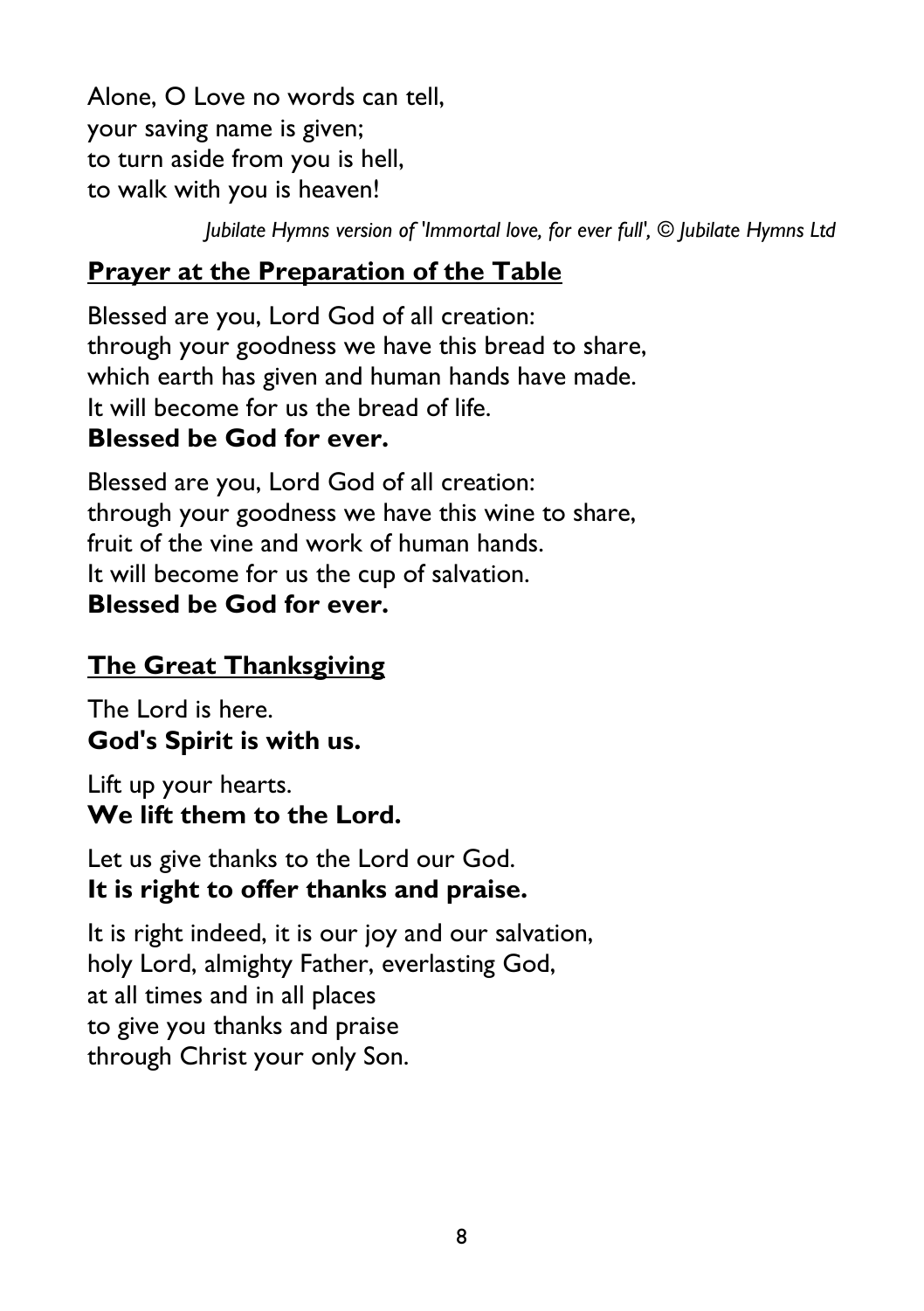Alone, O Love no words can tell,
your saving name is given;
to turn aside from you is hell,
to walk with you is heaven!

*Jubilate Hymns version of 'Immortal love, for ever full', © Jubilate Hymns Ltd*

## Prayer at the Preparation of the Table

Blessed are you, Lord God of all creation:
through your goodness we have this bread to share,
which earth has given and human hands have made.
It will become for us the bread of life.
**Blessed be God for ever.**

Blessed are you, Lord God of all creation:
through your goodness we have this wine to share,
fruit of the vine and work of human hands.
It will become for us the cup of salvation.
**Blessed be God for ever.**

## The Great Thanksgiving

The Lord is here.
**God's Spirit is with us.**

Lift up your hearts.
**We lift them to the Lord.**

Let us give thanks to the Lord our God.
**It is right to offer thanks and praise.**

It is right indeed, it is our joy and our salvation,
holy Lord, almighty Father, everlasting God,
at all times and in all places
to give you thanks and praise
through Christ your only Son.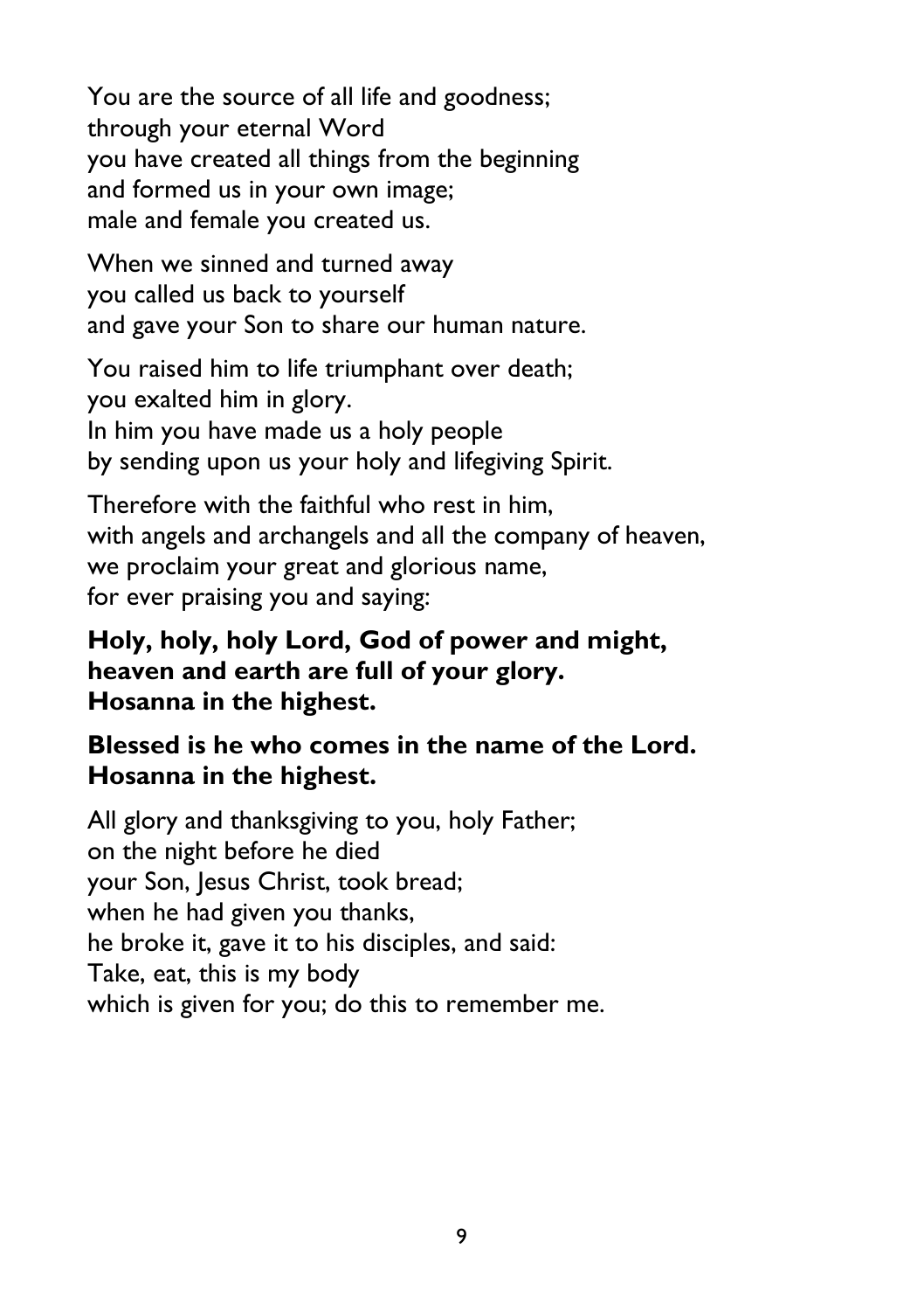You are the source of all life and goodness;
through your eternal Word
you have created all things from the beginning
and formed us in your own image;
male and female you created us.

When we sinned and turned away
you called us back to yourself
and gave your Son to share our human nature.

You raised him to life triumphant over death;
you exalted him in glory.
In him you have made us a holy people
by sending upon us your holy and lifegiving Spirit.

Therefore with the faithful who rest in him,
with angels and archangels and all the company of heaven,
we proclaim your great and glorious name,
for ever praising you and saying:

**Holy, holy, holy Lord, God of power and might,
heaven and earth are full of your glory.
Hosanna in the highest.**

**Blessed is he who comes in the name of the Lord.
Hosanna in the highest.**

All glory and thanksgiving to you, holy Father;
on the night before he died
your Son, Jesus Christ, took bread;
when he had given you thanks,
he broke it, gave it to his disciples, and said:
Take, eat, this is my body
which is given for you; do this to remember me.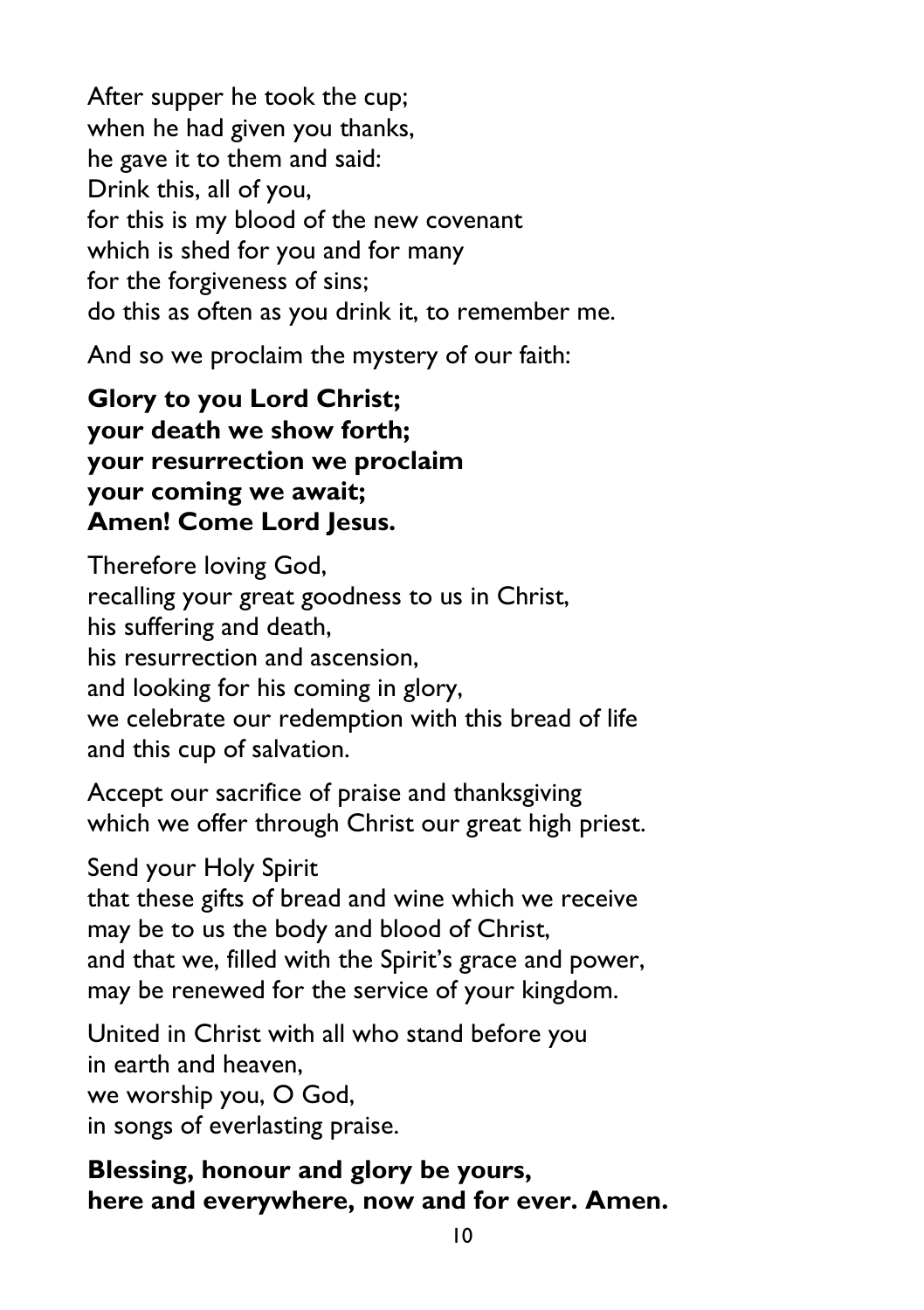After supper he took the cup;
when he had given you thanks,
he gave it to them and said:
Drink this, all of you,
for this is my blood of the new covenant
which is shed for you and for many
for the forgiveness of sins;
do this as often as you drink it, to remember me.

And so we proclaim the mystery of our faith:

**Glory to you Lord Christ;**
**your death we show forth;**
**your resurrection we proclaim**
**your coming we await;**
**Amen! Come Lord Jesus.**

Therefore loving God,
recalling your great goodness to us in Christ,
his suffering and death,
his resurrection and ascension,
and looking for his coming in glory,
we celebrate our redemption with this bread of life
and this cup of salvation.

Accept our sacrifice of praise and thanksgiving
which we offer through Christ our great high priest.

Send your Holy Spirit
that these gifts of bread and wine which we receive
may be to us the body and blood of Christ,
and that we, filled with the Spirit's grace and power,
may be renewed for the service of your kingdom.

United in Christ with all who stand before you
in earth and heaven,
we worship you, O God,
in songs of everlasting praise.

**Blessing, honour and glory be yours,**
**here and everywhere, now and for ever. Amen.**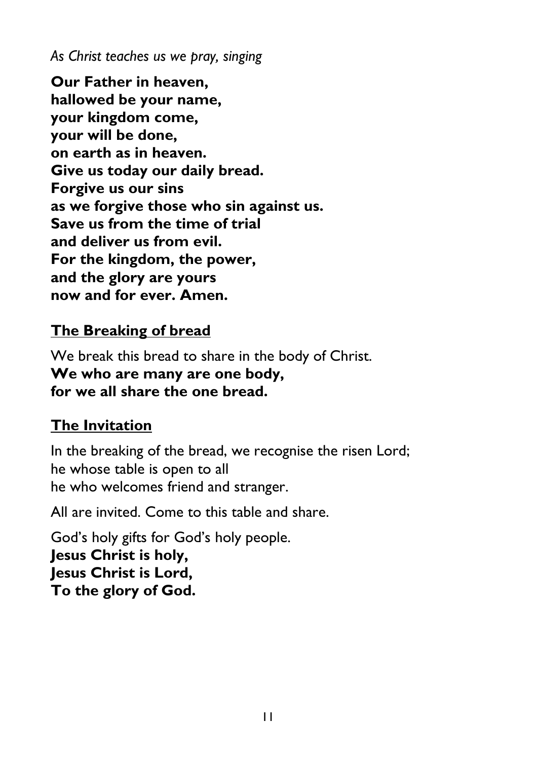*As Christ teaches us we pray, singing*

**Our Father in heaven,**
**hallowed be your name,**
**your kingdom come,**
**your will be done,**
**on earth as in heaven.**
**Give us today our daily bread.**
**Forgive us our sins**
**as we forgive those who sin against us.**
**Save us from the time of trial**
**and deliver us from evil.**
**For the kingdom, the power,**
**and the glory are yours**
**now and for ever. Amen.**

## The Breaking of bread

We break this bread to share in the body of Christ.
**We who are many are one body,**
**for we all share the one bread.**

## The Invitation

In the breaking of the bread, we recognise the risen Lord;
he whose table is open to all
he who welcomes friend and stranger.

All are invited. Come to this table and share.

God's holy gifts for God's holy people.
**Jesus Christ is holy,**
**Jesus Christ is Lord,**
**To the glory of God.**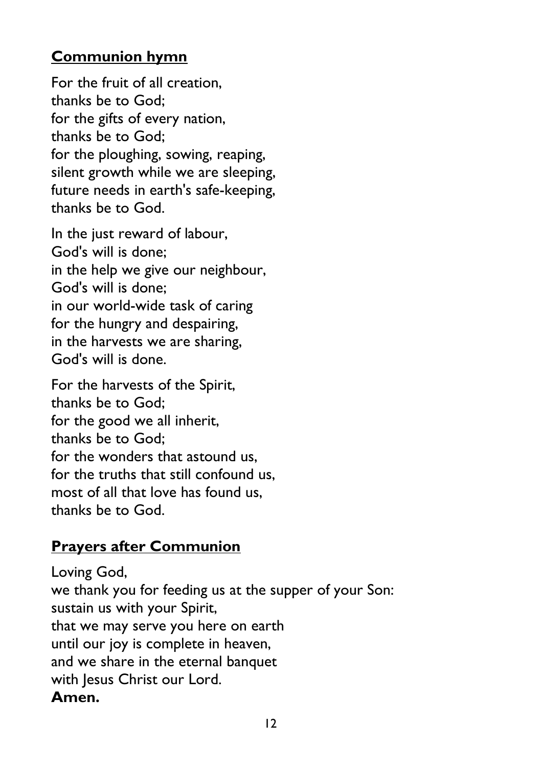## **Communion hymn**

For the fruit of all creation,
thanks be to God;
for the gifts of every nation,
thanks be to God;
for the ploughing, sowing, reaping,
silent growth while we are sleeping,
future needs in earth's safe-keeping,
thanks be to God.

In the just reward of labour,
God's will is done;
in the help we give our neighbour,
God's will is done;
in our world-wide task of caring
for the hungry and despairing,
in the harvests we are sharing,
God's will is done.

For the harvests of the Spirit,
thanks be to God;
for the good we all inherit,
thanks be to God;
for the wonders that astound us,
for the truths that still confound us,
most of all that love has found us,
thanks be to God.

## **Prayers after Communion**

Loving God,
we thank you for feeding us at the supper of your Son:
sustain us with your Spirit,
that we may serve you here on earth
until our joy is complete in heaven,
and we share in the eternal banquet
with Jesus Christ our Lord.
**Amen.**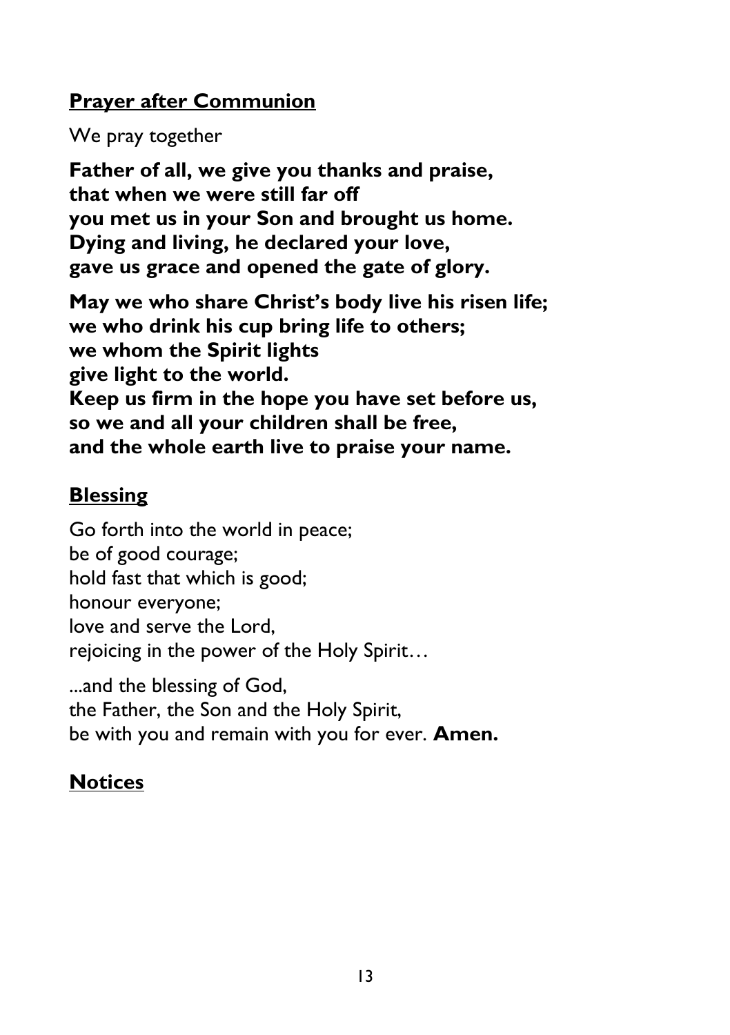**Prayer after Communion**

We pray together

**Father of all, we give you thanks and praise,**
**that when we were still far off**
**you met us in your Son and brought us home.**
**Dying and living, he declared your love,**
**gave us grace and opened the gate of glory.**

**May we who share Christ's body live his risen life;**
**we who drink his cup bring life to others;**
**we whom the Spirit lights**
**give light to the world.**
**Keep us firm in the hope you have set before us,**
**so we and all your children shall be free,**
**and the whole earth live to praise your name.**

**Blessing**

Go forth into the world in peace;
be of good courage;
hold fast that which is good;
honour everyone;
love and serve the Lord,
rejoicing in the power of the Holy Spirit…

...and the blessing of God,
the Father, the Son and the Holy Spirit,
be with you and remain with you for ever. **Amen.**

**Notices**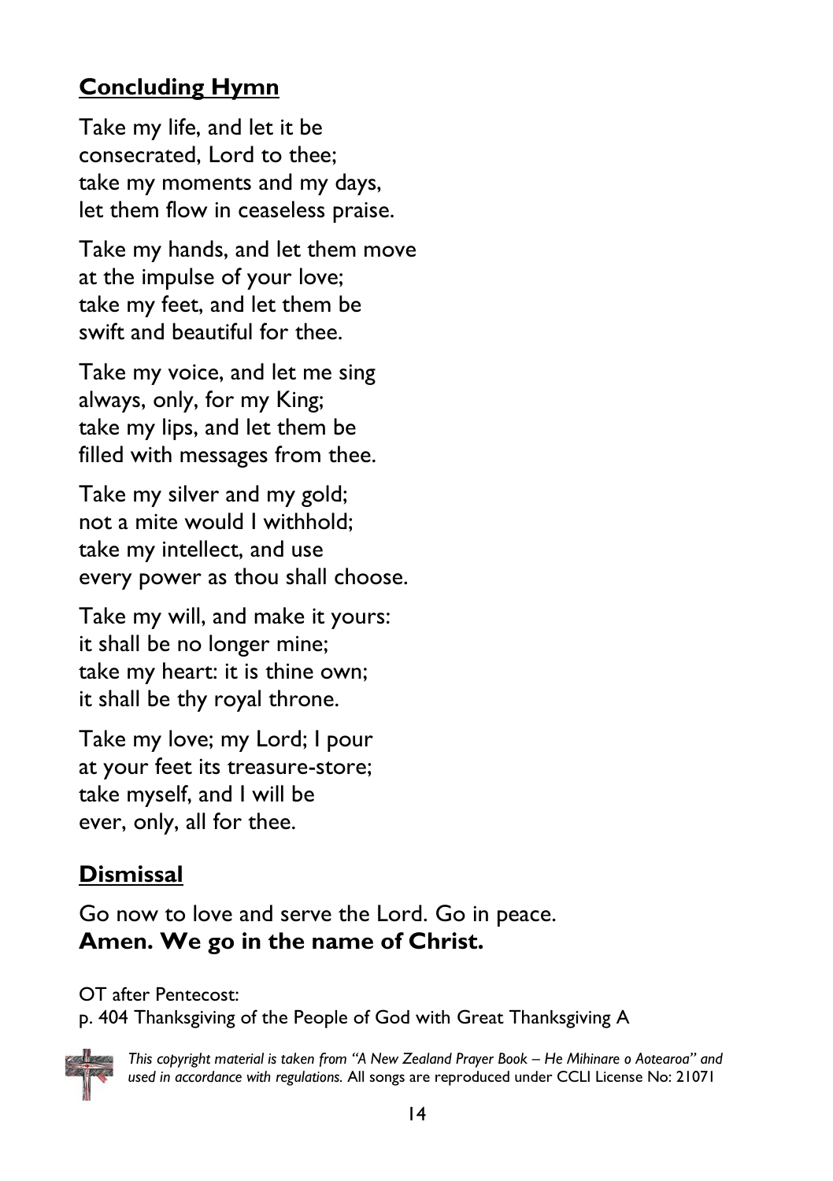## Concluding Hymn

Take my life, and let it be
consecrated, Lord to thee;
take my moments and my days,
let them flow in ceaseless praise.

Take my hands, and let them move
at the impulse of your love;
take my feet, and let them be
swift and beautiful for thee.

Take my voice, and let me sing
always, only, for my King;
take my lips, and let them be
filled with messages from thee.

Take my silver and my gold;
not a mite would I withhold;
take my intellect, and use
every power as thou shall choose.

Take my will, and make it yours:
it shall be no longer mine;
take my heart: it is thine own;
it shall be thy royal throne.

Take my love; my Lord; I pour
at your feet its treasure-store;
take myself, and I will be
ever, only, all for thee.

## Dismissal

Go now to love and serve the Lord. Go in peace.
**Amen. We go in the name of Christ.**

OT after Pentecost:
p. 404 Thanksgiving of the People of God with Great Thanksgiving A

*This copyright material is taken from "A New Zealand Prayer Book – He Mihinare o Aotearoa" and used in accordance with regulations.* All songs are reproduced under CCLI License No: 21071